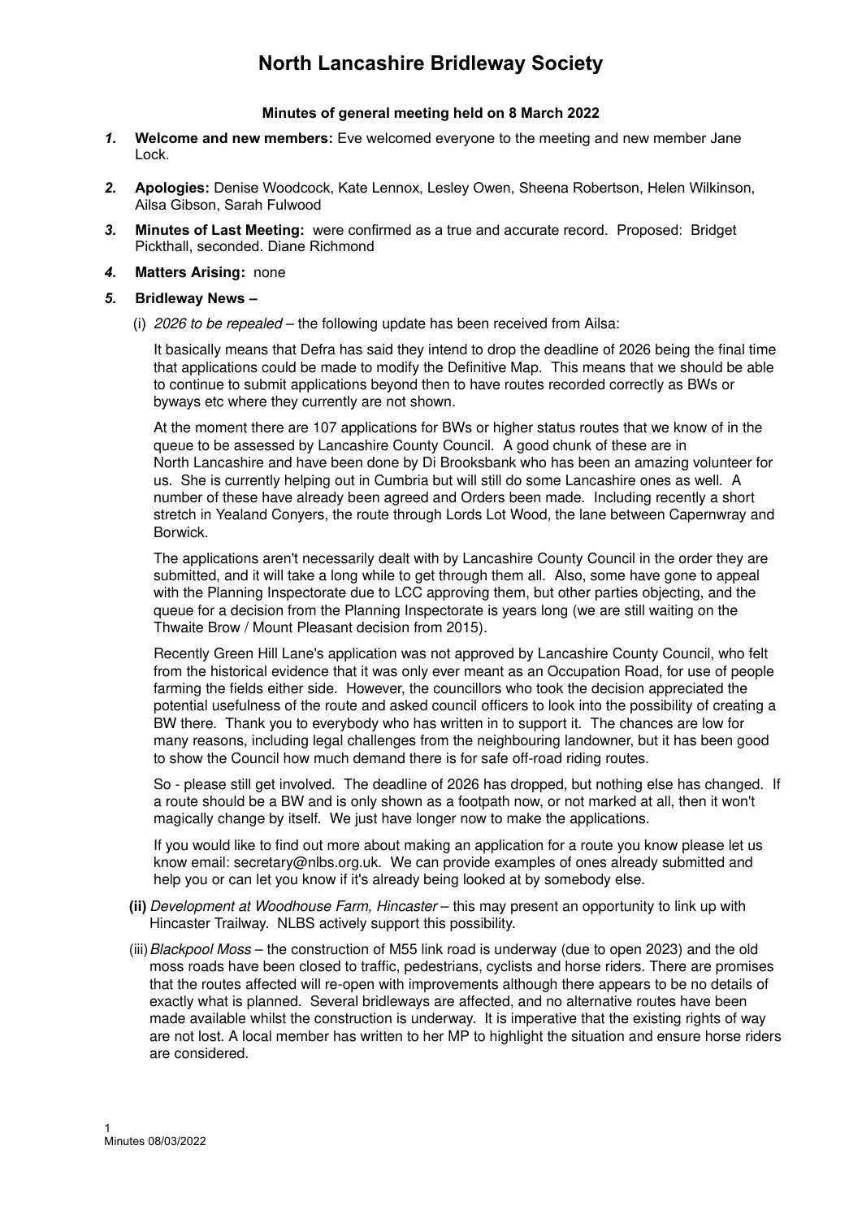# North Lancashire Bridleway Society

**Minutes of general meeting held on 8 March 2022**

***1.*** **Welcome and new members:** Eve welcomed everyone to the meeting and new member Jane Lock.

***2.*** **Apologies:** Denise Woodcock, Kate Lennox, Lesley Owen, Sheena Robertson, Helen Wilkinson, Ailsa Gibson, Sarah Fulwood

***3.*** **Minutes of Last Meeting:** were confirmed as a true and accurate record. Proposed: Bridget Pickthall, seconded. Diane Richmond

***4.*** **Matters Arising:** none

***5.*** **Bridleway News –**

(i) *2026 to be repealed* – the following update has been received from Ailsa:

It basically means that Defra has said they intend to drop the deadline of 2026 being the final time that applications could be made to modify the Definitive Map. This means that we should be able to continue to submit applications beyond then to have routes recorded correctly as BWs or byways etc where they currently are not shown.

At the moment there are 107 applications for BWs or higher status routes that we know of in the queue to be assessed by Lancashire County Council. A good chunk of these are in North Lancashire and have been done by Di Brooksbank who has been an amazing volunteer for us. She is currently helping out in Cumbria but will still do some Lancashire ones as well. A number of these have already been agreed and Orders been made. Including recently a short stretch in Yealand Conyers, the route through Lords Lot Wood, the lane between Capernwray and Borwick.

The applications aren't necessarily dealt with by Lancashire County Council in the order they are submitted, and it will take a long while to get through them all. Also, some have gone to appeal with the Planning Inspectorate due to LCC approving them, but other parties objecting, and the queue for a decision from the Planning Inspectorate is years long (we are still waiting on the Thwaite Brow / Mount Pleasant decision from 2015).

Recently Green Hill Lane's application was not approved by Lancashire County Council, who felt from the historical evidence that it was only ever meant as an Occupation Road, for use of people farming the fields either side. However, the councillors who took the decision appreciated the potential usefulness of the route and asked council officers to look into the possibility of creating a BW there. Thank you to everybody who has written in to support it. The chances are low for many reasons, including legal challenges from the neighbouring landowner, but it has been good to show the Council how much demand there is for safe off-road riding routes.

So - please still get involved. The deadline of 2026 has dropped, but nothing else has changed. If a route should be a BW and is only shown as a footpath now, or not marked at all, then it won't magically change by itself. We just have longer now to make the applications.

If you would like to find out more about making an application for a route you know please let us know email: secretary@nlbs.org.uk. We can provide examples of ones already submitted and help you or can let you know if it's already being looked at by somebody else.

**(ii)** *Development at Woodhouse Farm, Hincaster* – this may present an opportunity to link up with Hincaster Trailway. NLBS actively support this possibility.

(iii) *Blackpool Moss* – the construction of M55 link road is underway (due to open 2023) and the old moss roads have been closed to traffic, pedestrians, cyclists and horse riders. There are promises that the routes affected will re-open with improvements although there appears to be no details of exactly what is planned. Several bridleways are affected, and no alternative routes have been made available whilst the construction is underway. It is imperative that the existing rights of way are not lost. A local member has written to her MP to highlight the situation and ensure horse riders are considered.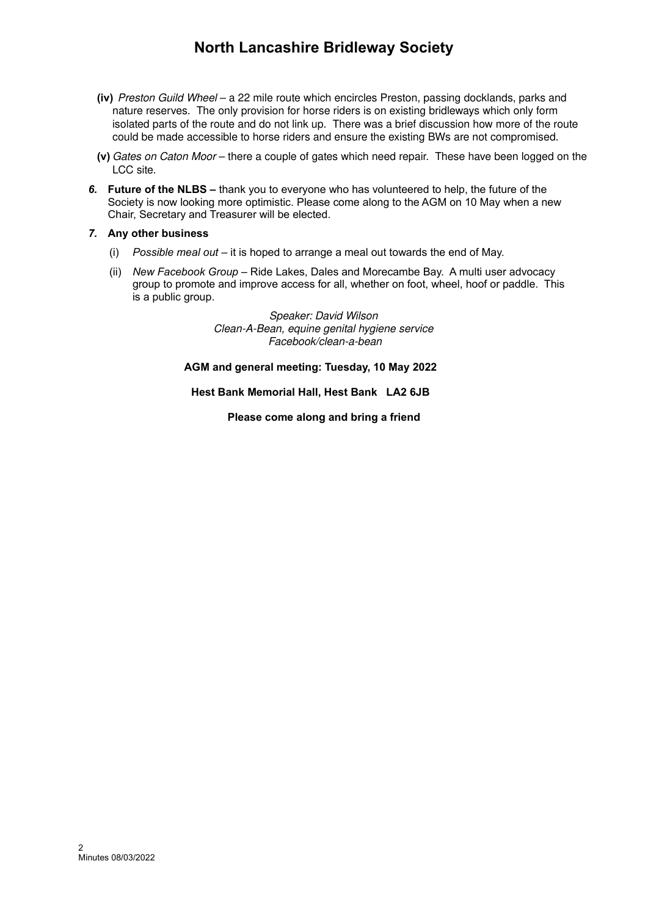**(iv)** *Preston Guild Wheel* – a 22 mile route which encircles Preston, passing docklands, parks and nature reserves. The only provision for horse riders is on existing bridleways which only form isolated parts of the route and do not link up. There was a brief discussion how more of the route could be made accessible to horse riders and ensure the existing BWs are not compromised.

**(v)** *Gates on Caton Moor* – there a couple of gates which need repair. These have been logged on the LCC site.

***6.*** **Future of the NLBS –** thank you to everyone who has volunteered to help, the future of the Society is now looking more optimistic. Please come along to the AGM on 10 May when a new Chair, Secretary and Treasurer will be elected.

***7.*** **Any other business**

(i) *Possible meal out* – it is hoped to arrange a meal out towards the end of May.

(ii) *New Facebook Group* – Ride Lakes, Dales and Morecambe Bay. A multi user advocacy group to promote and improve access for all, whether on foot, wheel, hoof or paddle. This is a public group.

*Speaker: David Wilson*
*Clean-A-Bean, equine genital hygiene service*
*Facebook/clean-a-bean*

**AGM and general meeting: Tuesday, 10 May 2022**

**Hest Bank Memorial Hall, Hest Bank LA2 6JB**

**Please come along and bring a friend**